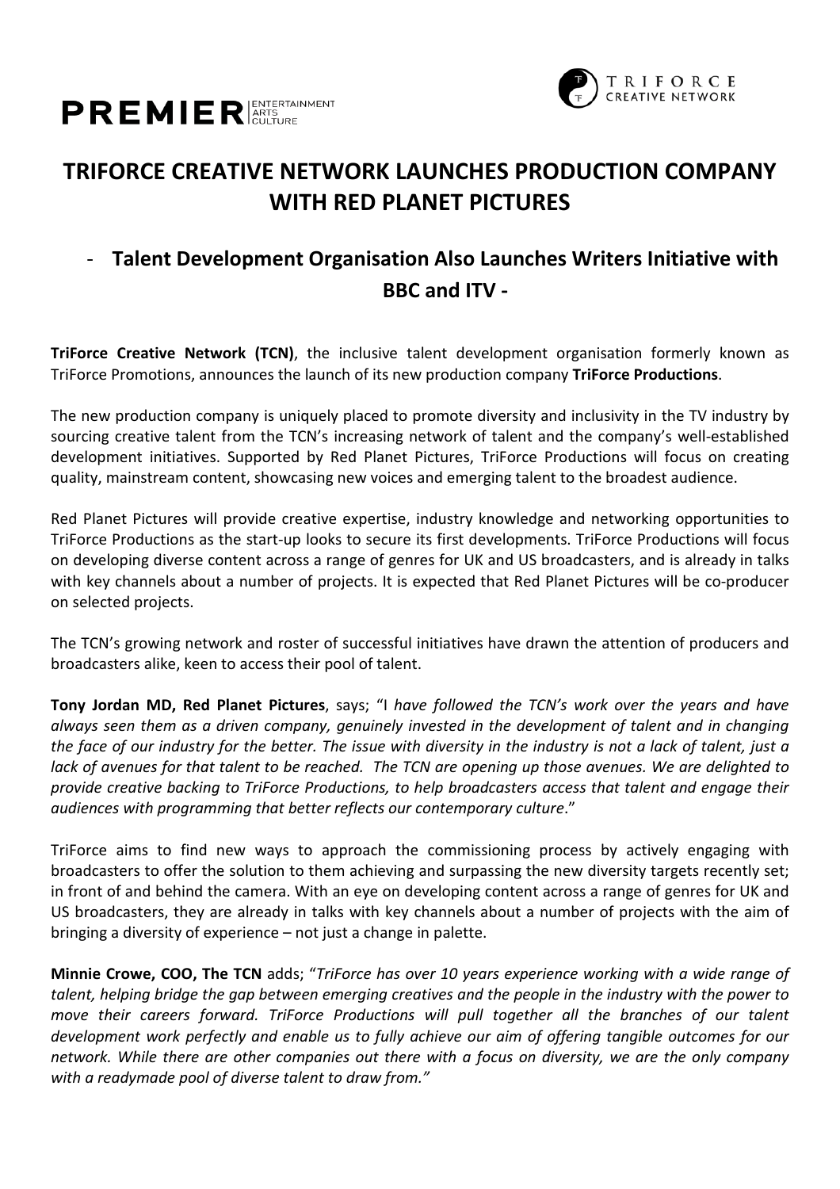# TRIFORCE CREATIVE NETWORK LAUNCHES PRODUCTION COMPANY WITH RED PLANET PICTURES

## - Talent Development Organisation Also Launches Writers Initiative with BBC and ITV -

**TriForce Creative Network (TCN)**, the inclusive talent development organisation formerly known as TriForce Promotions, announces the launch of its new production company **TriForce Productions**.

The new production company is uniquely placed to promote diversity and inclusivity in the TV industry by sourcing creative talent from the TCN's increasing network of talent and the company's well-established development initiatives. Supported by Red Planet Pictures, TriForce Productions will focus on creating quality, mainstream content, showcasing new voices and emerging talent to the broadest audience.

Red Planet Pictures will provide creative expertise, industry knowledge and networking opportunities to TriForce Productions as the start-up looks to secure its first developments. TriForce Productions will focus on developing diverse content across a range of genres for UK and US broadcasters, and is already in talks with key channels about a number of projects. It is expected that Red Planet Pictures will be co-producer on selected projects.

The TCN's growing network and roster of successful initiatives have drawn the attention of producers and broadcasters alike, keen to access their pool of talent.

**Tony Jordan MD, Red Planet Pictures**, says; "*I have followed the TCN's work over the years and have always seen them as a driven company, genuinely invested in the development of talent and in changing the face of our industry for the better. The issue with diversity in the industry is not a lack of talent, just a lack of avenues for that talent to be reached. The TCN are opening up those avenues. We are delighted to provide creative backing to TriForce Productions, to help broadcasters access that talent and engage their audiences with programming that better reflects our contemporary culture*."

TriForce aims to find new ways to approach the commissioning process by actively engaging with broadcasters to offer the solution to them achieving and surpassing the new diversity targets recently set; in front of and behind the camera. With an eye on developing content across a range of genres for UK and US broadcasters, they are already in talks with key channels about a number of projects with the aim of bringing a diversity of experience – not just a change in palette.

**Minnie Crowe, COO, The TCN** adds; "*TriForce has over 10 years experience working with a wide range of talent, helping bridge the gap between emerging creatives and the people in the industry with the power to move their careers forward. TriForce Productions will pull together all the branches of our talent development work perfectly and enable us to fully achieve our aim of offering tangible outcomes for our network. While there are other companies out there with a focus on diversity, we are the only company with a readymade pool of diverse talent to draw from.*"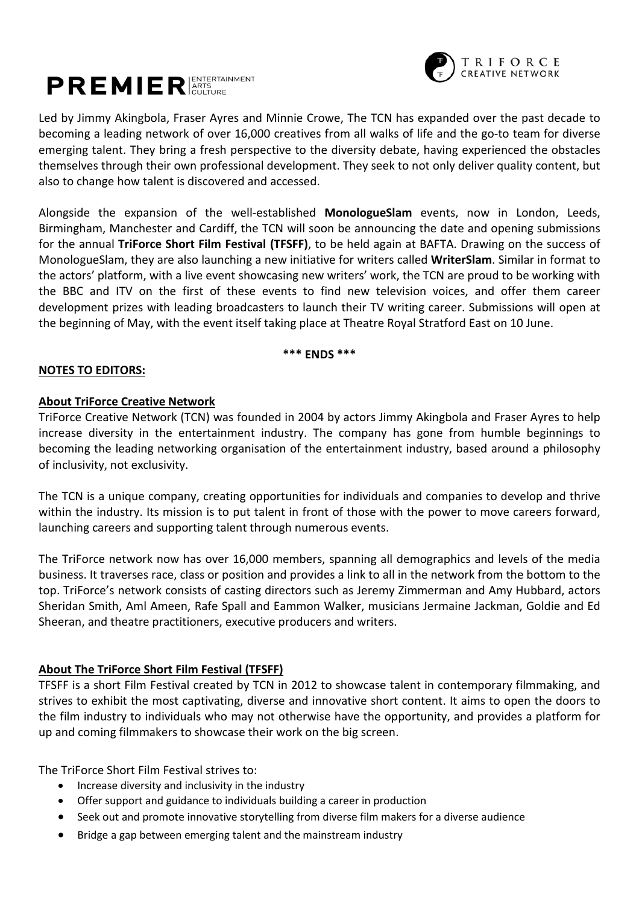Led by Jimmy Akingbola, Fraser Ayres and Minnie Crowe, The TCN has expanded over the past decade to becoming a leading network of over 16,000 creatives from all walks of life and the go-to team for diverse emerging talent. They bring a fresh perspective to the diversity debate, having experienced the obstacles themselves through their own professional development. They seek to not only deliver quality content, but also to change how talent is discovered and accessed.

Alongside the expansion of the well-established **MonologueSlam** events, now in London, Leeds, Birmingham, Manchester and Cardiff, the TCN will soon be announcing the date and opening submissions for the annual **TriForce Short Film Festival (TFSFF)**, to be held again at BAFTA. Drawing on the success of MonologueSlam, they are also launching a new initiative for writers called **WriterSlam**. Similar in format to the actors' platform, with a live event showcasing new writers' work, the TCN are proud to be working with the BBC and ITV on the first of these events to find new television voices, and offer them career development prizes with leading broadcasters to launch their TV writing career. Submissions will open at the beginning of May, with the event itself taking place at Theatre Royal Stratford East on 10 June.

**\*\*\* ENDS \*\*\***

**NOTES TO EDITORS:**

**About TriForce Creative Network**

TriForce Creative Network (TCN) was founded in 2004 by actors Jimmy Akingbola and Fraser Ayres to help increase diversity in the entertainment industry. The company has gone from humble beginnings to becoming the leading networking organisation of the entertainment industry, based around a philosophy of inclusivity, not exclusivity.

The TCN is a unique company, creating opportunities for individuals and companies to develop and thrive within the industry. Its mission is to put talent in front of those with the power to move careers forward, launching careers and supporting talent through numerous events.

The TriForce network now has over 16,000 members, spanning all demographics and levels of the media business. It traverses race, class or position and provides a link to all in the network from the bottom to the top. TriForce's network consists of casting directors such as Jeremy Zimmerman and Amy Hubbard, actors Sheridan Smith, Aml Ameen, Rafe Spall and Eammon Walker, musicians Jermaine Jackman, Goldie and Ed Sheeran, and theatre practitioners, executive producers and writers.

**About The TriForce Short Film Festival (TFSFF)**

TFSFF is a short Film Festival created by TCN in 2012 to showcase talent in contemporary filmmaking, and strives to exhibit the most captivating, diverse and innovative short content. It aims to open the doors to the film industry to individuals who may not otherwise have the opportunity, and provides a platform for up and coming filmmakers to showcase their work on the big screen.

The TriForce Short Film Festival strives to:

- Increase diversity and inclusivity in the industry
- Offer support and guidance to individuals building a career in production
- Seek out and promote innovative storytelling from diverse film makers for a diverse audience
- Bridge a gap between emerging talent and the mainstream industry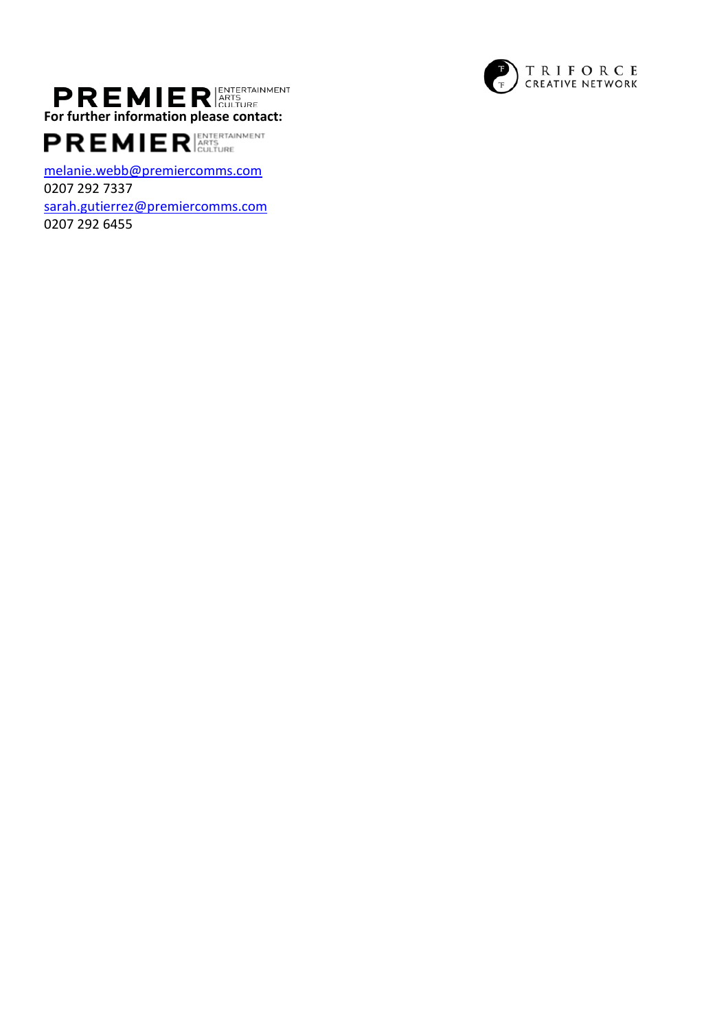**For further information please contact:**

[melanie.webb@premiercomms.com](mailto:melanie.webb@premiercomms.com)
0207 292 7337
[sarah.gutierrez@premiercomms.com](mailto:sarah.gutierrez@premiercomms.com)
0207 292 6455